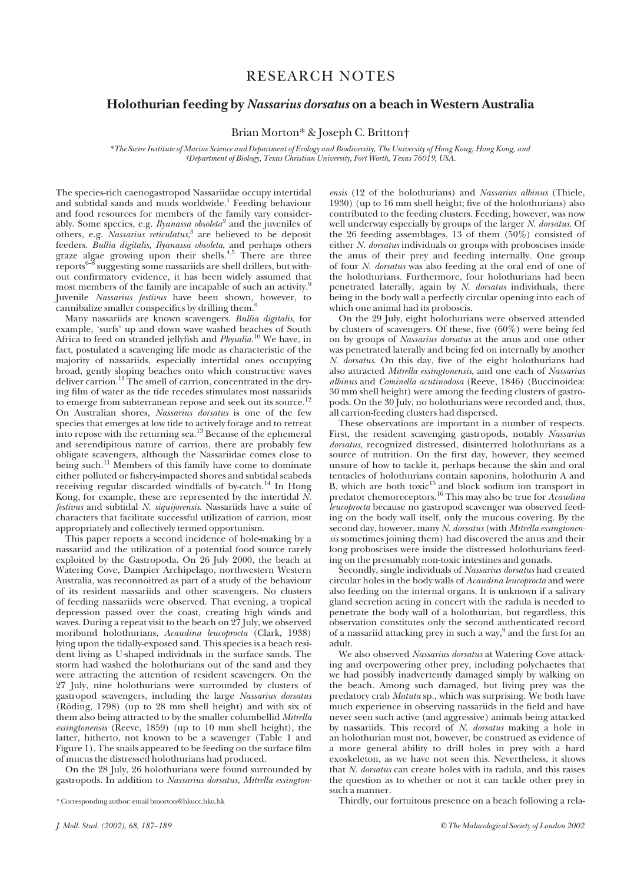# RESEARCH NOTES

## Holothurian feeding by *Nassarius dorsatus* on a beach in Western Australia

Brian Morton* & Joseph C. Britton†

*The Swire Institute of Marine Science and Department of Ecology and Biodiversity, The University of Hong Kong, Hong Kong, and †Department of Biology, Texas Christian University, Fort Worth, Texas 76019, USA.*

The species-rich caenogastropod Nassariidae occupy intertidal and subtidal sands and muds worldwide.[1] Feeding behaviour and food resources for members of the family vary considerably. Some species, e.g. *Ilyanassa obsoleta*[2] and the juveniles of others, e.g. *Nassarius reticulatus*,[3] are believed to be deposit feeders. *Bullia digitalis*, *Ilyanassa obsoleta*, and perhaps others graze algae growing upon their shells.[4,5] There are three reports[6–8] suggesting some nassariids are shell drillers, but without confirmatory evidence, it has been widely assumed that most members of the family are incapable of such an activity.[9] Juvenile *Nassarius festivus* have been shown, however, to cannibalize smaller conspecifics by drilling them.[9]

Many nassariids are known scavengers. *Bullia digitalis*, for example, 'surfs' up and down wave washed beaches of South Africa to feed on stranded jellyfish and *Physalia*.[10] We have, in fact, postulated a scavenging life mode as characteristic of the majority of nassariids, especially intertidal ones occupying broad, gently sloping beaches onto which constructive waves deliver carrion.[11] The smell of carrion, concentrated in the drying film of water as the tide recedes stimulates most nassariids to emerge from subterranean repose and seek out its source.[12] On Australian shores, *Nassarius dorsatus* is one of the few species that emerges at low tide to actively forage and to retreat into repose with the returning sea.[13] Because of the ephemeral and serendipitous nature of carrion, there are probably few obligate scavengers, although the Nassariidae comes close to being such.[11] Members of this family have come to dominate either polluted or fishery-impacted shores and subtidal seabeds receiving regular discarded windfalls of by-catch.[14] In Hong Kong, for example, these are represented by the intertidal *N. festivus* and subtidal *N. siquijorensis*. Nassariids have a suite of characters that facilitate successful utilization of carrion, most appropriately and collectively termed opportunism.

This paper reports a second incidence of hole-making by a nassariid and the utilization of a potential food source rarely exploited by the Gastropoda. On 26 July 2000, the beach at Watering Cove, Dampier Archipelago, northwestern Western Australia, was reconnoitred as part of a study of the behaviour of its resident nassariids and other scavengers. No clusters of feeding nassariids were observed. That evening, a tropical depression passed over the coast, creating high winds and waves. During a repeat visit to the beach on 27 July, we observed moribund holothurians, *Acaudina leucoprocta* (Clark, 1938) lying upon the tidally-exposed sand. This species is a beach resident living as U-shaped individuals in the surface sands. The storm had washed the holothurians out of the sand and they were attracting the attention of resident scavengers. On the 27 July, nine holothurians were surrounded by clusters of gastropod scavengers, including the large *Nassarius dorsatus* (Röding, 1798) (up to 28 mm shell height) and with six of them also being attracted to by the smaller columbellid *Mitrella essingtonensis* (Reeve, 1859) (up to 10 mm shell height), the latter, hitherto, not known to be a scavenger (Table 1 and Figure 1). The snails appeared to be feeding on the surface film of mucus the distressed holothurians had produced.

On the 28 July, 26 holothurians were found surrounded by gastropods. In addition to *Nassarius dorsatus*, *Mitrella essingtonensis* (12 of the holothurians) and *Nassarius albinus* (Thiele, 1930) (up to 16 mm shell height; five of the holothurians) also contributed to the feeding clusters. Feeding, however, was now well underway especially by groups of the larger *N. dorsatus*. Of the 26 feeding assemblages, 13 of them (50%) consisted of either *N. dorsatus* individuals or groups with proboscises inside the anus of their prey and feeding internally. One group of four *N. dorsatus* was also feeding at the oral end of one of the holothurians. Furthermore, four holothurians had been penetrated laterally, again by *N. dorsatus* individuals, there being in the body wall a perfectly circular opening into each of which one animal had its proboscis.

On the 29 July, eight holothurians were observed attended by clusters of scavengers. Of these, five (60%) were being fed on by groups of *Nassarius dorsatus* at the anus and one other was penetrated laterally and being fed on internally by another *N. dorsatus*. On this day, five of the eight holothurians had also attracted *Mitrella essingtonensis*, and one each of *Nassarius albinus* and *Cominella acutinodosa* (Reeve, 1846) (Buccinoidea: 30 mm shell height) were among the feeding clusters of gastropods. On the 30 July, no holothurians were recorded and, thus, all carrion-feeding clusters had dispersed.

These observations are important in a number of respects. First, the resident scavenging gastropods, notably *Nassarius dorsatus*, recognized distressed, disinterred holothurians as a source of nutrition. On the first day, however, they seemed unsure of how to tackle it, perhaps because the skin and oral tentacles of holothurians contain saponins, holothurin A and B, which are both toxic[15] and block sodium ion transport in predator chemoreceptors.[16] This may also be true for *Acaudina leucoprocta* because no gastropod scavenger was observed feeding on the body wall itself, only the mucous covering. By the second day, however, many *N. dorsatus* (with *Mitrella essingtonensis* sometimes joining them) had discovered the anus and their long proboscises were inside the distressed holothurians feeding on the presumably non-toxic intestines and gonads.

Secondly, single individuals of *Nassarius dorsatus* had created circular holes in the body walls of *Acaudina leucoprocta* and were also feeding on the internal organs. It is unknown if a salivary gland secretion acting in concert with the radula is needed to penetrate the body wall of a holothurian, but regardless, this observation constitutes only the second authenticated record of a nassariid attacking prey in such a way,[9] and the first for an adult.

We also observed *Nassarius dorsatus* at Watering Cove attacking and overpowering other prey, including polychaetes that we had possibly inadvertently damaged simply by walking on the beach. Among such damaged, but living prey was the predatory crab *Matuta* sp., which was surprising. We both have much experience in observing nassariids in the field and have never seen such active (and aggressive) animals being attacked by nassariids. This record of *N. dorsatus* making a hole in an holothurian must not, however, be construed as evidence of a more general ability to drill holes in prey with a hard exoskeleton, as we have not seen this. Nevertheless, it shows that *N. dorsatus* can create holes with its radula, and this raises the question as to whether or not it can tackle other prey in such a manner.

Thirdly, our fortuitous presence on a beach following a rela-

*Corresponding author: email bmorton@hkucc.hku.hk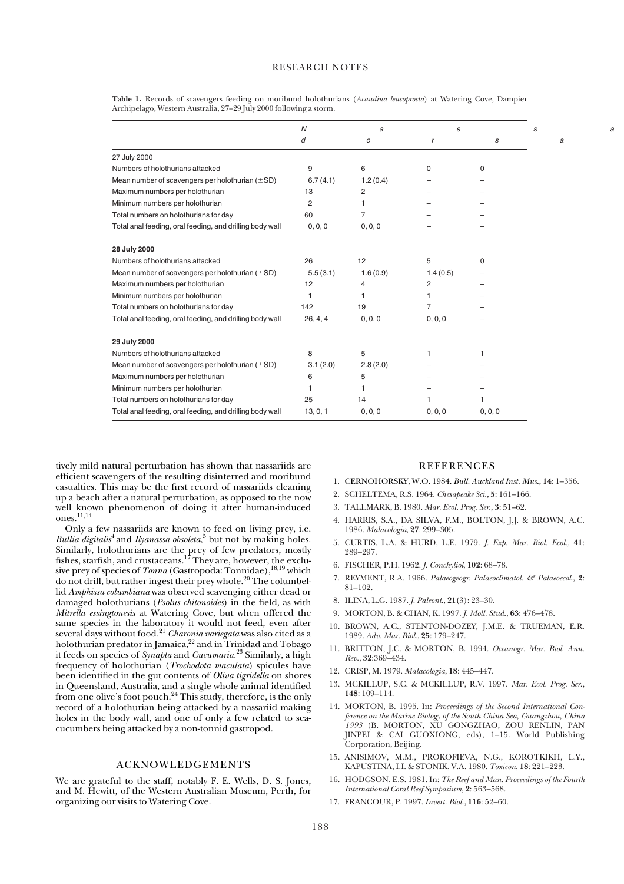**Table 1.** Records of scavengers feeding on moribund holothurians (*Acaudina leucoprocta*) at Watering Cove, Dampier Archipelago, Western Australia, 27–29 July 2000 following a storm.

| | *N* | *a* | *s* | | *s* | *a* |
|---|---|---|---|---|---|---|
| | *d* | *o* | *r* | *s* | *a* | |
| **27 July 2000** | | | | | | |
| Numbers of holothurians attacked | 9 | 6 | 0 | 0 | | |
| Mean number of scavengers per holothurian (±SD) | 6.7 (4.1) | 1.2 (0.4) | – | – | | |
| Maximum numbers per holothurian | 13 | 2 | – | – | | |
| Minimum numbers per holothurian | 2 | 1 | – | – | | |
| Total numbers on holothurians for day | 60 | 7 | – | – | | |
| Total anal feeding, oral feeding, and drilling body wall | 0, 0, 0 | 0, 0, 0 | – | – | | |
| **28 July 2000** | | | | | | |
| Numbers of holothurians attacked | 26 | 12 | 5 | 0 | | |
| Mean number of scavengers per holothurian (±SD) | 5.5 (3.1) | 1.6 (0.9) | 1.4 (0.5) | – | | |
| Maximum numbers per holothurian | 12 | 4 | 2 | – | | |
| Minimum numbers per holothurian | 1 | 1 | 1 | – | | |
| Total numbers on holothurians for day | 142 | 19 | 7 | – | | |
| Total anal feeding, oral feeding, and drilling body wall | 26, 4, 4 | 0, 0, 0 | 0, 0, 0 | – | | |
| **29 July 2000** | | | | | | |
| Numbers of holothurians attacked | 8 | 5 | 1 | 1 | | |
| Mean number of scavengers per holothurian (±SD) | 3.1 (2.0) | 2.8 (2.0) | – | – | | |
| Maximum numbers per holothurian | 6 | 5 | – | – | | |
| Minimum numbers per holothurian | 1 | 1 | – | – | | |
| Total numbers on holothurians for day | 25 | 14 | 1 | 1 | | |
| Total anal feeding, oral feeding, and drilling body wall | 13, 0, 1 | 0, 0, 0 | 0, 0, 0 | 0, 0, 0 | | |

tively mild natural perturbation has shown that nassariids are efficient scavengers of the resulting disinterred and moribund casualties. This may be the first record of nassariids cleaning up a beach after a natural perturbation, as opposed to the now well known phenomenon of doing it after human-induced ones.[11,14]

Only a few nassariids are known to feed on living prey, i.e. *Bullia digitalis*[4] and *Ilyanassa obsoleta*,[5] but not by making holes. Similarly, holothurians are the prey of few predators, mostly fishes, starfish, and crustaceans.[17] They are, however, the exclusive prey of species of *Tonna* (Gastropoda: Tonnidae),[18,19] which do not drill, but rather ingest their prey whole.[20] The columbellid *Amphissa columbiana* was observed scavenging either dead or damaged holothurians (*Psolus chitonoides*) in the field, as with *Mitrella essingtonesis* at Watering Cove, but when offered the same species in the laboratory it would not feed, even after several days without food.[21] *Charonia variegata* was also cited as a holothurian predator in Jamaica,[22] and in Trinidad and Tobago it feeds on species of *Synapta* and *Cucumaria*.[23] Similarly, a high frequency of holothurian (*Trochodota maculata*) spicules have been identified in the gut contents of *Oliva tigridella* on shores in Queensland, Australia, and a single whole animal identified from one olive's foot pouch.[24] This study, therefore, is the only record of a holothurian being attacked by a nassariid making holes in the body wall, and one of only a few related to sea-cucumbers being attacked by a non-tonnid gastropod.

## ACKNOWLEDGEMENTS

We are grateful to the staff, notably F. E. Wells, D. S. Jones, and M. Hewitt, of the Western Australian Museum, Perth, for organizing our visits to Watering Cove.

## REFERENCES

1. CERNOHORSKY, W.O. 1984. *Bull. Auckland Inst. Mus.*, **14**: 1–356.
2. SCHELTEMA, R.S. 1964. *Chesapeake Sci.*, **5**: 161–166.
3. TALLMARK, B. 1980. *Mar. Ecol. Prog. Ser.*, **3**: 51–62.
4. HARRIS, S.A., DA SILVA, F.M., BOLTON, J.J. & BROWN, A.C. 1986. *Malacologia*, **27**: 299–305.
5. CURTIS, L.A. & HURD, L.E. 1979. *J. Exp. Mar. Biol. Ecol.*, **41**: 289–297.
6. FISCHER, P.H. 1962. *J. Conchyliol*, **102**: 68–78.
7. REYMENT, R.A. 1966. *Palaeogeogr. Palaeoclimatol. & Palaeoecol.*, **2**: 81–102.
8. ILINA, L.G. 1987. *J. Paleont.*, **21**(3): 23–30.
9. MORTON, B. & CHAN, K. 1997. *J. Moll. Stud.*, **63**: 476–478.
10. BROWN, A.C., STENTON-DOZEY, J.M.E. & TRUEMAN, E.R. 1989. *Adv. Mar. Biol.*, **25**: 179–247.
11. BRITTON, J.C. & MORTON, B. 1994. *Oceanogr. Mar. Biol. Ann. Rev.*, **32**:369–434.
12. CRISP, M. 1979. *Malacologia*, **18**: 445–447.
13. MCKILLUP, S.C. & MCKILLUP, R.V. 1997. *Mar. Ecol. Prog. Ser.*, **148**: 109–114.
14. MORTON, B. 1995. In: *Proceedings of the Second International Conference on the Marine Biology of the South China Sea, Guangzhou, China 1993* (B. MORTON, XU GONGZHAO, ZOU RENLIN, PAN JINPEI & CAI GUOXIONG, eds), 1–15. World Publishing Corporation, Beijing.
15. ANISIMOV, M.M., PROKOFIEVA, N.G., KOROTKIKH, L.Y., KAPUSTINA, I.I. & STONIK, V.A. 1980. *Toxicon*, **18**: 221–223.
16. HODGSON, E.S. 1981. In: *The Reef and Man. Proceedings of the Fourth International Coral Reef Symposium*, **2**: 563–568.
17. FRANCOUR, P. 1997. *Invert. Biol.*, **116**: 52–60.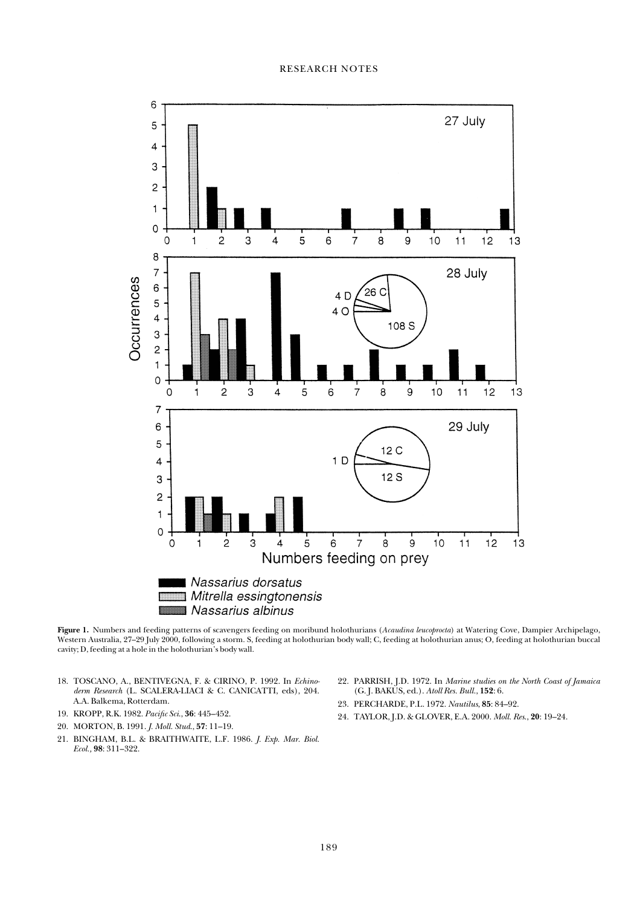27 July

28 July

4 D
26 C
4 O
108 S

29 July

1 D
12 C
12 S

Occurrences

Numbers feeding on prey

*Nassarius dorsatus*
*Mitrella essingtonensis*
*Nassarius albinus*

**Figure 1.** Numbers and feeding patterns of scavengers feeding on moribund holothurians (*Acaudina leucoprocta*) at Watering Cove, Dampier Archipelago, Western Australia, 27–29 July 2000, following a storm. S, feeding at holothurian body wall; C, feeding at holothurian anus; O, feeding at holothurian buccal cavity; D, feeding at a hole in the holothurian's body wall.

18. TOSCANO, A., BENTIVEGNA, F. & CIRINO, P. 1992. In *Echinoderm Research* (L. SCALERA-LIACI & C. CANICATTI, eds), 204. A.A. Balkema, Rotterdam.
19. KROPP, R.K. 1982. *Pacific Sci.*, **36**: 445–452.
20. MORTON, B. 1991. *J. Moll. Stud.*, **57**: 11–19.
21. BINGHAM, B.L. & BRAITHWAITE, L.F. 1986. *J. Exp. Mar. Biol. Ecol.*, **98**: 311–322.
22. PARRISH, J.D. 1972. In *Marine studies on the North Coast of Jamaica* (G.J. BAKUS, ed.). *Atoll Res. Bull.*, **152**: 6.
23. PERCHARDE, P.L. 1972. *Nautilus*, **85**: 84–92.
24. TAYLOR, J.D. & GLOVER, E.A. 2000. *Moll. Res.*, **20**: 19–24.